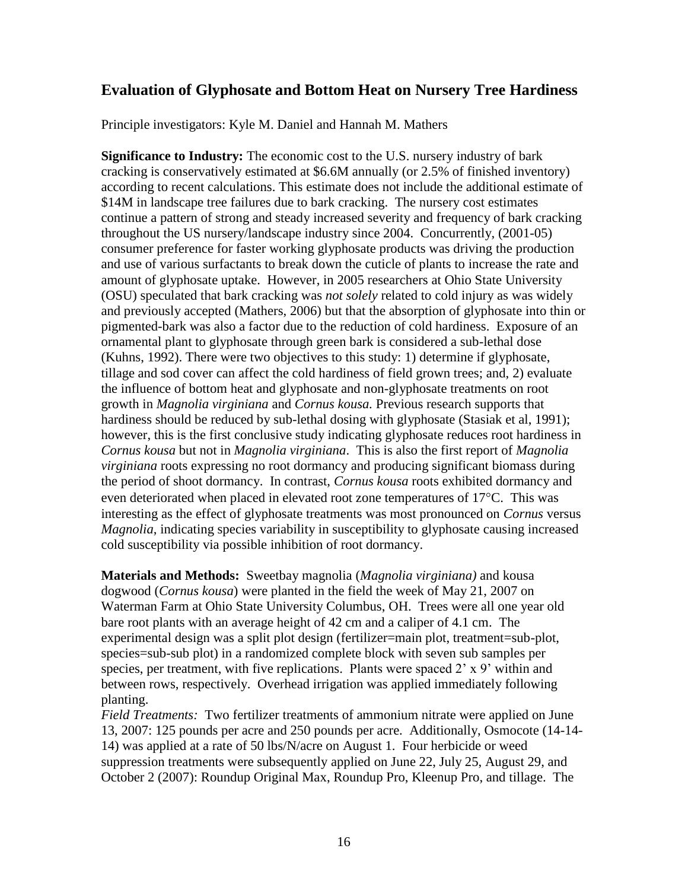## Evaluation of Glyphosate and Bottom Heat on Nursery Tree Hardiness

Principle investigators: Kyle M. Daniel and Hannah M. Mathers

**Significance to Industry:** The economic cost to the U.S. nursery industry of bark cracking is conservatively estimated at $6.6M annually (or 2.5% of finished inventory) according to recent calculations. This estimate does not include the additional estimate of $14M in landscape tree failures due to bark cracking. The nursery cost estimates continue a pattern of strong and steady increased severity and frequency of bark cracking throughout the US nursery/landscape industry since 2004. Concurrently, (2001-05) consumer preference for faster working glyphosate products was driving the production and use of various surfactants to break down the cuticle of plants to increase the rate and amount of glyphosate uptake. However, in 2005 researchers at Ohio State University (OSU) speculated that bark cracking was *not solely* related to cold injury as was widely and previously accepted (Mathers, 2006) but that the absorption of glyphosate into thin or pigmented-bark was also a factor due to the reduction of cold hardiness. Exposure of an ornamental plant to glyphosate through green bark is considered a sub-lethal dose (Kuhns, 1992). There were two objectives to this study: 1) determine if glyphosate, tillage and sod cover can affect the cold hardiness of field grown trees; and, 2) evaluate the influence of bottom heat and glyphosate and non-glyphosate treatments on root growth in *Magnolia virginiana* and *Cornus kousa.* Previous research supports that hardiness should be reduced by sub-lethal dosing with glyphosate (Stasiak et al, 1991); however, this is the first conclusive study indicating glyphosate reduces root hardiness in *Cornus kousa* but not in *Magnolia virginiana*. This is also the first report of *Magnolia virginiana* roots expressing no root dormancy and producing significant biomass during the period of shoot dormancy. In contrast, *Cornus kousa* roots exhibited dormancy and even deteriorated when placed in elevated root zone temperatures of 17°C. This was interesting as the effect of glyphosate treatments was most pronounced on *Cornus* versus *Magnolia*, indicating species variability in susceptibility to glyphosate causing increased cold susceptibility via possible inhibition of root dormancy.

**Materials and Methods:** Sweetbay magnolia (*Magnolia virginiana)* and kousa dogwood (*Cornus kousa*) were planted in the field the week of May 21, 2007 on Waterman Farm at Ohio State University Columbus, OH. Trees were all one year old bare root plants with an average height of 42 cm and a caliper of 4.1 cm. The experimental design was a split plot design (fertilizer=main plot, treatment=sub-plot, species=sub-sub plot) in a randomized complete block with seven sub samples per species, per treatment, with five replications. Plants were spaced 2' x 9' within and between rows, respectively. Overhead irrigation was applied immediately following planting.

*Field Treatments:* Two fertilizer treatments of ammonium nitrate were applied on June 13, 2007: 125 pounds per acre and 250 pounds per acre. Additionally, Osmocote (14-14-14) was applied at a rate of 50 lbs/N/acre on August 1. Four herbicide or weed suppression treatments were subsequently applied on June 22, July 25, August 29, and October 2 (2007): Roundup Original Max, Roundup Pro, Kleenup Pro, and tillage. The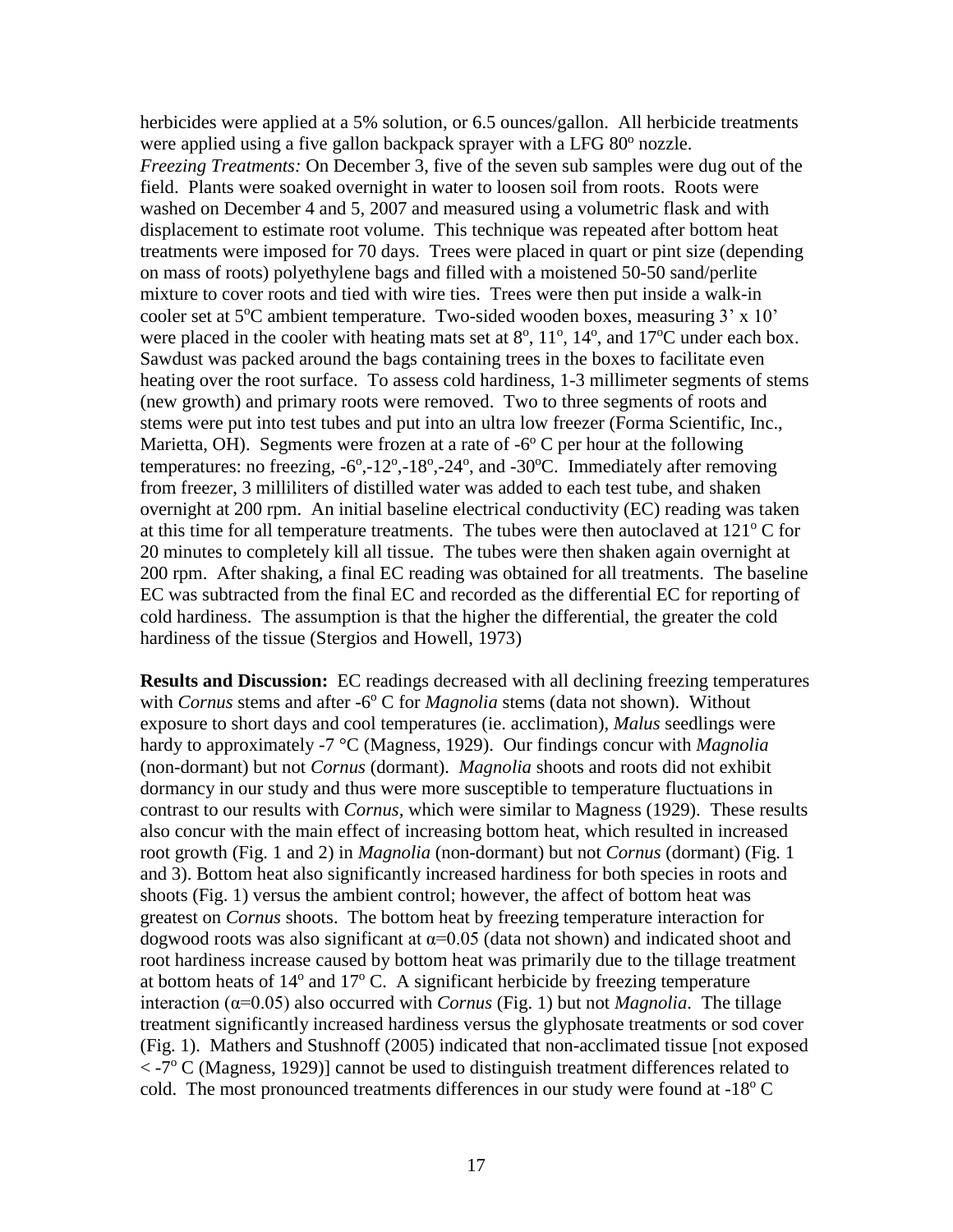herbicides were applied at a 5% solution, or 6.5 ounces/gallon. All herbicide treatments were applied using a five gallon backpack sprayer with a LFG 80$^{o}$ nozzle.

*Freezing Treatments:* On December 3, five of the seven sub samples were dug out of the field. Plants were soaked overnight in water to loosen soil from roots. Roots were washed on December 4 and 5, 2007 and measured using a volumetric flask and with displacement to estimate root volume. This technique was repeated after bottom heat treatments were imposed for 70 days. Trees were placed in quart or pint size (depending on mass of roots) polyethylene bags and filled with a moistened 50-50 sand/perlite mixture to cover roots and tied with wire ties. Trees were then put inside a walk-in cooler set at 5$^{o}$C ambient temperature. Two-sided wooden boxes, measuring 3' x 10' were placed in the cooler with heating mats set at 8$^{o}$, 11$^{o}$, 14$^{o}$, and 17$^{o}$C under each box. Sawdust was packed around the bags containing trees in the boxes to facilitate even heating over the root surface. To assess cold hardiness, 1-3 millimeter segments of stems (new growth) and primary roots were removed. Two to three segments of roots and stems were put into test tubes and put into an ultra low freezer (Forma Scientific, Inc., Marietta, OH). Segments were frozen at a rate of -6$^{o}$ C per hour at the following temperatures: no freezing, -6$^{o}$,-12$^{o}$,-18$^{o}$,-24$^{o}$, and -30$^{o}$C. Immediately after removing from freezer, 3 milliliters of distilled water was added to each test tube, and shaken overnight at 200 rpm. An initial baseline electrical conductivity (EC) reading was taken at this time for all temperature treatments. The tubes were then autoclaved at 121$^{o}$ C for 20 minutes to completely kill all tissue. The tubes were then shaken again overnight at 200 rpm. After shaking, a final EC reading was obtained for all treatments. The baseline EC was subtracted from the final EC and recorded as the differential EC for reporting of cold hardiness. The assumption is that the higher the differential, the greater the cold hardiness of the tissue (Stergios and Howell, 1973)

**Results and Discussion:** EC readings decreased with all declining freezing temperatures with *Cornus* stems and after -6$^{o}$ C for *Magnolia* stems (data not shown). Without exposure to short days and cool temperatures (ie. acclimation), *Malus* seedlings were hardy to approximately -7 °C (Magness, 1929). Our findings concur with *Magnolia* (non-dormant) but not *Cornus* (dormant). *Magnolia* shoots and roots did not exhibit dormancy in our study and thus were more susceptible to temperature fluctuations in contrast to our results with *Cornus*, which were similar to Magness (1929). These results also concur with the main effect of increasing bottom heat, which resulted in increased root growth (Fig. 1 and 2) in *Magnolia* (non-dormant) but not *Cornus* (dormant) (Fig. 1 and 3). Bottom heat also significantly increased hardiness for both species in roots and shoots (Fig. 1) versus the ambient control; however, the affect of bottom heat was greatest on *Cornus* shoots. The bottom heat by freezing temperature interaction for dogwood roots was also significant at $\alpha$=0.05 (data not shown) and indicated shoot and root hardiness increase caused by bottom heat was primarily due to the tillage treatment at bottom heats of 14$^{o}$ and 17$^{o}$ C. A significant herbicide by freezing temperature interaction ($\alpha$=0.05) also occurred with *Cornus* (Fig. 1) but not *Magnolia*. The tillage treatment significantly increased hardiness versus the glyphosate treatments or sod cover (Fig. 1). Mathers and Stushnoff (2005) indicated that non-acclimated tissue [not exposed < -7$^{o}$ C (Magness, 1929)] cannot be used to distinguish treatment differences related to cold. The most pronounced treatments differences in our study were found at -18$^{o}$ C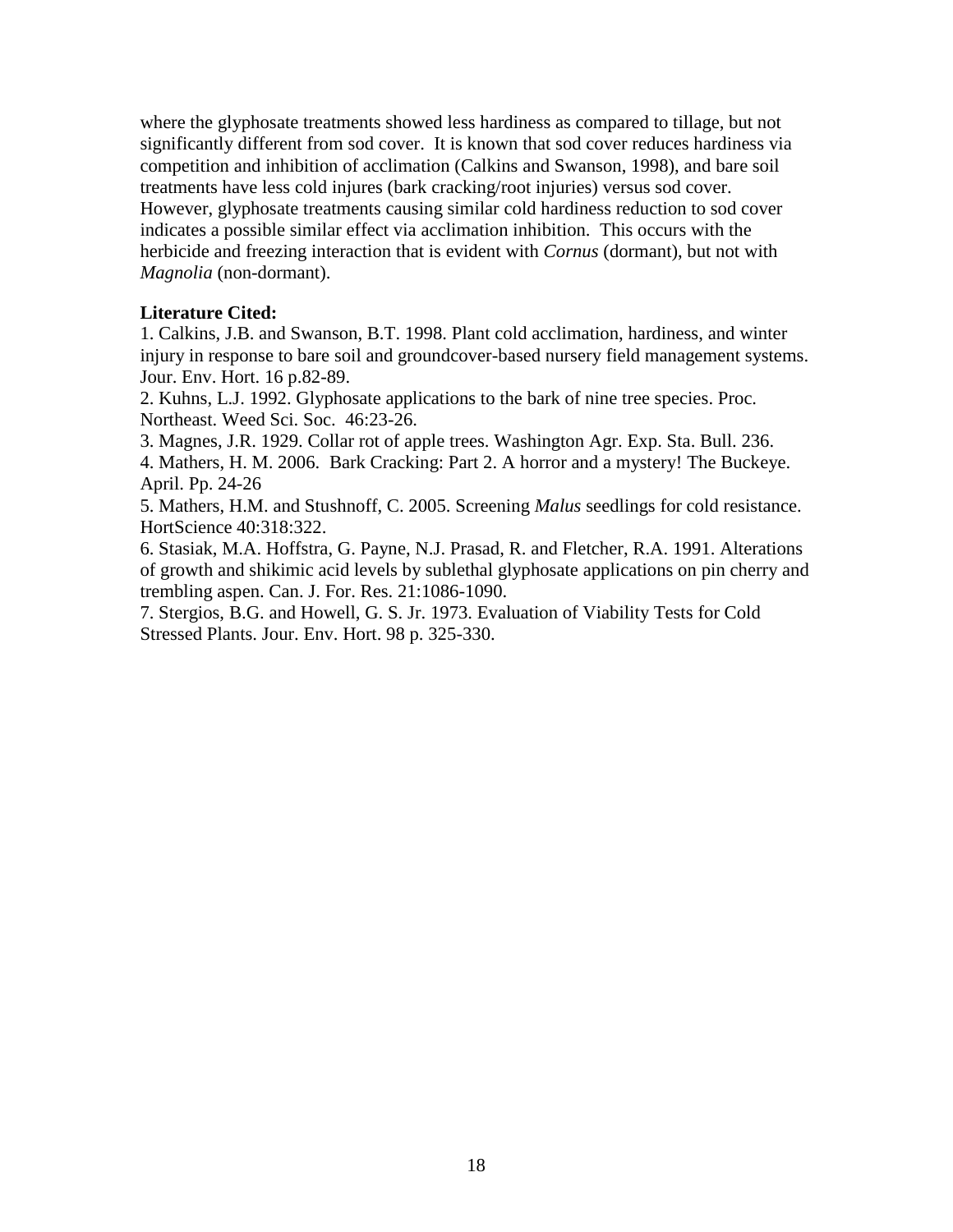where the glyphosate treatments showed less hardiness as compared to tillage, but not significantly different from sod cover. It is known that sod cover reduces hardiness via competition and inhibition of acclimation (Calkins and Swanson, 1998), and bare soil treatments have less cold injures (bark cracking/root injuries) versus sod cover. However, glyphosate treatments causing similar cold hardiness reduction to sod cover indicates a possible similar effect via acclimation inhibition. This occurs with the herbicide and freezing interaction that is evident with *Cornus* (dormant), but not with *Magnolia* (non-dormant).

**Literature Cited:**

1. Calkins, J.B. and Swanson, B.T. 1998. Plant cold acclimation, hardiness, and winter injury in response to bare soil and groundcover-based nursery field management systems. Jour. Env. Hort. 16 p.82-89.
2. Kuhns, L.J. 1992. Glyphosate applications to the bark of nine tree species. Proc. Northeast. Weed Sci. Soc. 46:23-26.
3. Magnes, J.R. 1929. Collar rot of apple trees. Washington Agr. Exp. Sta. Bull. 236.
4. Mathers, H. M. 2006. Bark Cracking: Part 2. A horror and a mystery! The Buckeye. April. Pp. 24-26
5. Mathers, H.M. and Stushnoff, C. 2005. Screening *Malus* seedlings for cold resistance. HortScience 40:318:322.
6. Stasiak, M.A. Hoffstra, G. Payne, N.J. Prasad, R. and Fletcher, R.A. 1991. Alterations of growth and shikimic acid levels by sublethal glyphosate applications on pin cherry and trembling aspen. Can. J. For. Res. 21:1086-1090.
7. Stergios, B.G. and Howell, G. S. Jr. 1973. Evaluation of Viability Tests for Cold Stressed Plants. Jour. Env. Hort. 98 p. 325-330.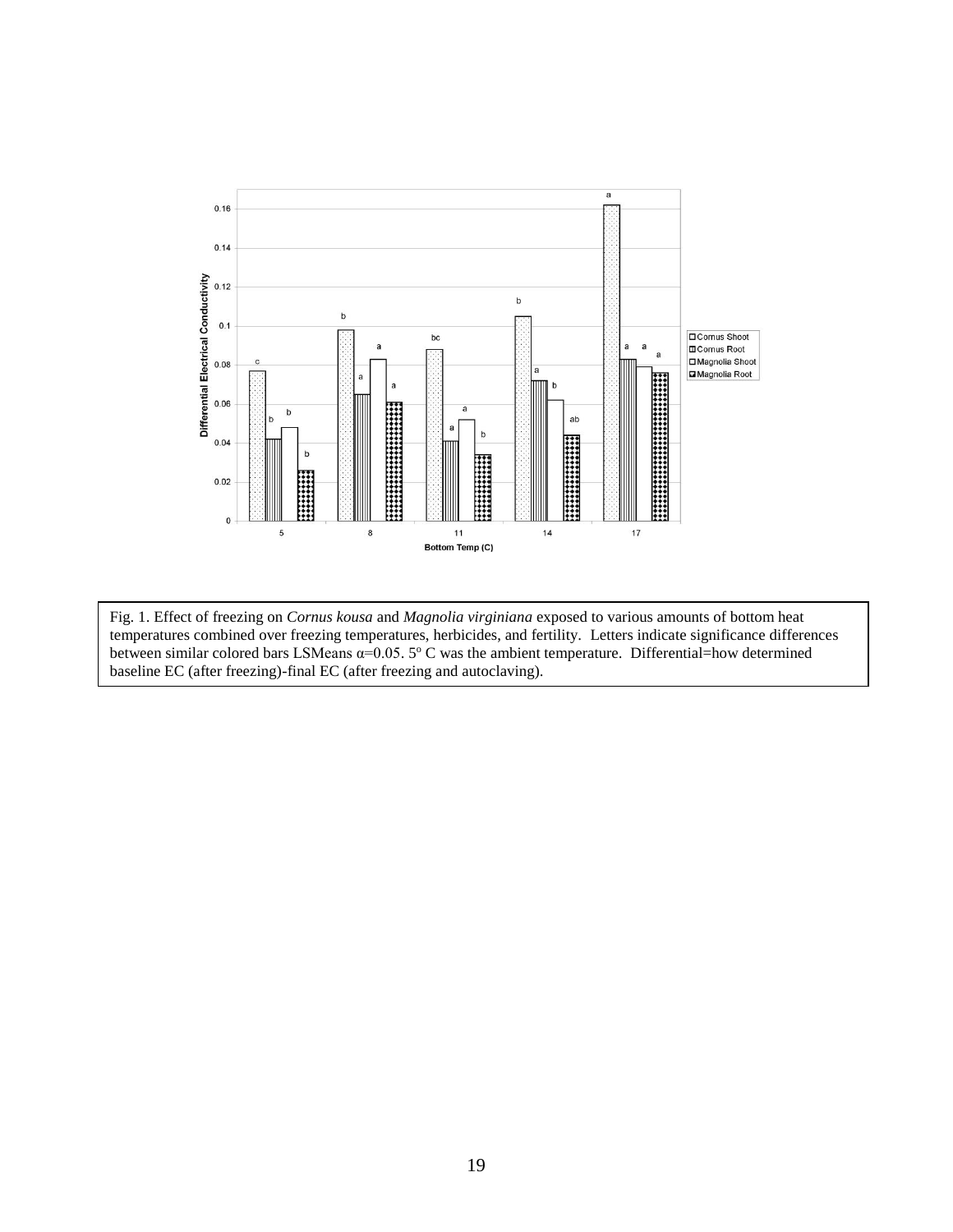Fig. 1. Effect of freezing on *Cornus kousa* and *Magnolia virginiana* exposed to various amounts of bottom heat temperatures combined over freezing temperatures, herbicides, and fertility. Letters indicate significance differences between similar colored bars LSMeans α=0.05. 5° C was the ambient temperature. Differential=how determined baseline EC (after freezing)-final EC (after freezing and autoclaving).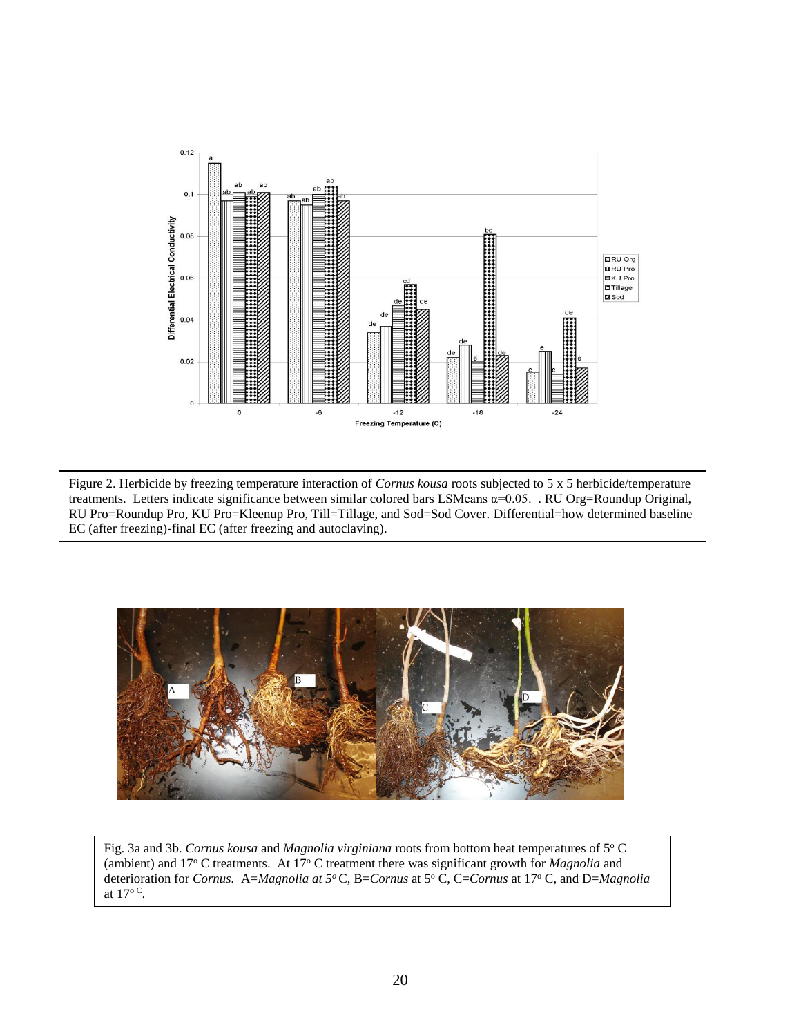0.12
0.1
0.08
0.06
0.04
0.02
0

Differential Electrical Conductivity

a
ab
ab
ab
ab
ab
ab
ab
ab
ab
ab
cd
de
de
de
de
bc
de
de
e
de
de
e
e
e
de
e

0
-6
-12
-18
-24

Freezing Temperature (C)

RU Org
RU Pro
KU Pro
Tillage
Sod

Figure 2. Herbicide by freezing temperature interaction of *Cornus kousa* roots subjected to 5 x 5 herbicide/temperature treatments. Letters indicate significance between similar colored bars LSMeans α=0.05. . RU Org=Roundup Original, RU Pro=Roundup Pro, KU Pro=Kleenup Pro, Till=Tillage, and Sod=Sod Cover. Differential=how determined baseline EC (after freezing)-final EC (after freezing and autoclaving).

A
B
C
D

Fig. 3a and 3b. *Cornus kousa* and *Magnolia virginiana* roots from bottom heat temperatures of 5° C (ambient) and 17° C treatments. At 17° C treatment there was significant growth for *Magnolia* and deterioration for *Cornus*. A=*Magnolia at 5°* C, B=*Cornus* at 5° C, C=*Cornus* at 17° C, and D=*Magnolia* at 17° C.